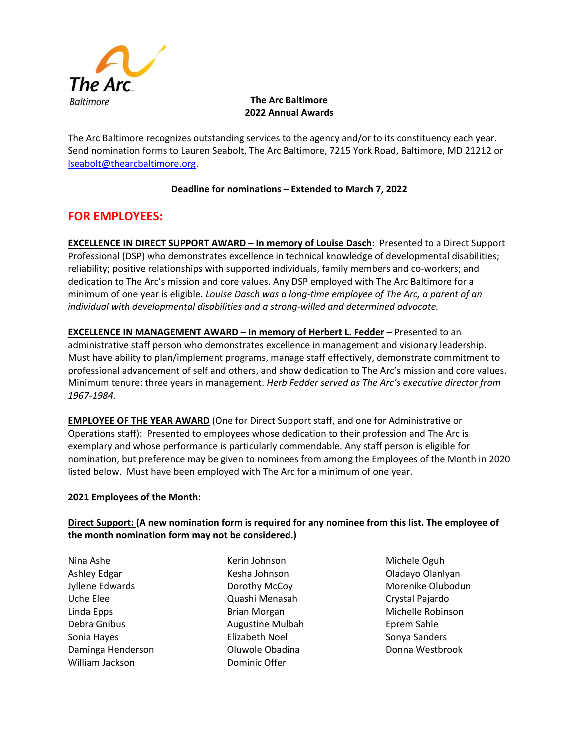The Arc Baltimore

**The Arc Baltimore**
**2022 Annual Awards**

The Arc Baltimore recognizes outstanding services to the agency and/or to its constituency each year. Send nomination forms to Lauren Seabolt, The Arc Baltimore, 7215 York Road, Baltimore, MD 21212 or lseabolt@thearcbaltimore.org.

**Deadline for nominations – Extended to March 7, 2022**

## FOR EMPLOYEES:

**EXCELLENCE IN DIRECT SUPPORT AWARD – In memory of Louise Dasch**: Presented to a Direct Support Professional (DSP) who demonstrates excellence in technical knowledge of developmental disabilities; reliability; positive relationships with supported individuals, family members and co-workers; and dedication to The Arc's mission and core values. Any DSP employed with The Arc Baltimore for a minimum of one year is eligible. *Louise Dasch was a long-time employee of The Arc, a parent of an individual with developmental disabilities and a strong-willed and determined advocate.*

**EXCELLENCE IN MANAGEMENT AWARD – In memory of Herbert L. Fedder** – Presented to an administrative staff person who demonstrates excellence in management and visionary leadership. Must have ability to plan/implement programs, manage staff effectively, demonstrate commitment to professional advancement of self and others, and show dedication to The Arc's mission and core values. Minimum tenure: three years in management. *Herb Fedder served as The Arc's executive director from 1967-1984.*

**EMPLOYEE OF THE YEAR AWARD** (One for Direct Support staff, and one for Administrative or Operations staff): Presented to employees whose dedication to their profession and The Arc is exemplary and whose performance is particularly commendable. Any staff person is eligible for nomination, but preference may be given to nominees from among the Employees of the Month in 2020 listed below. Must have been employed with The Arc for a minimum of one year.

**2021 Employees of the Month:**

**Direct Support: (A new nomination form is required for any nominee from this list. The employee of the month nomination form may not be considered.)**

Nina Ashe
Ashley Edgar
Jyllene Edwards
Uche Elee
Linda Epps
Debra Gnibus
Sonia Hayes
Daminga Henderson
William Jackson
Kerin Johnson
Kesha Johnson
Dorothy McCoy
Quashi Menasah
Brian Morgan
Augustine Mulbah
Elizabeth Noel
Oluwole Obadina
Dominic Offer
Michele Oguh
Oladayo Olanlyan
Morenike Olubodun
Crystal Pajardo
Michelle Robinson
Eprem Sahle
Sonya Sanders
Donna Westbrook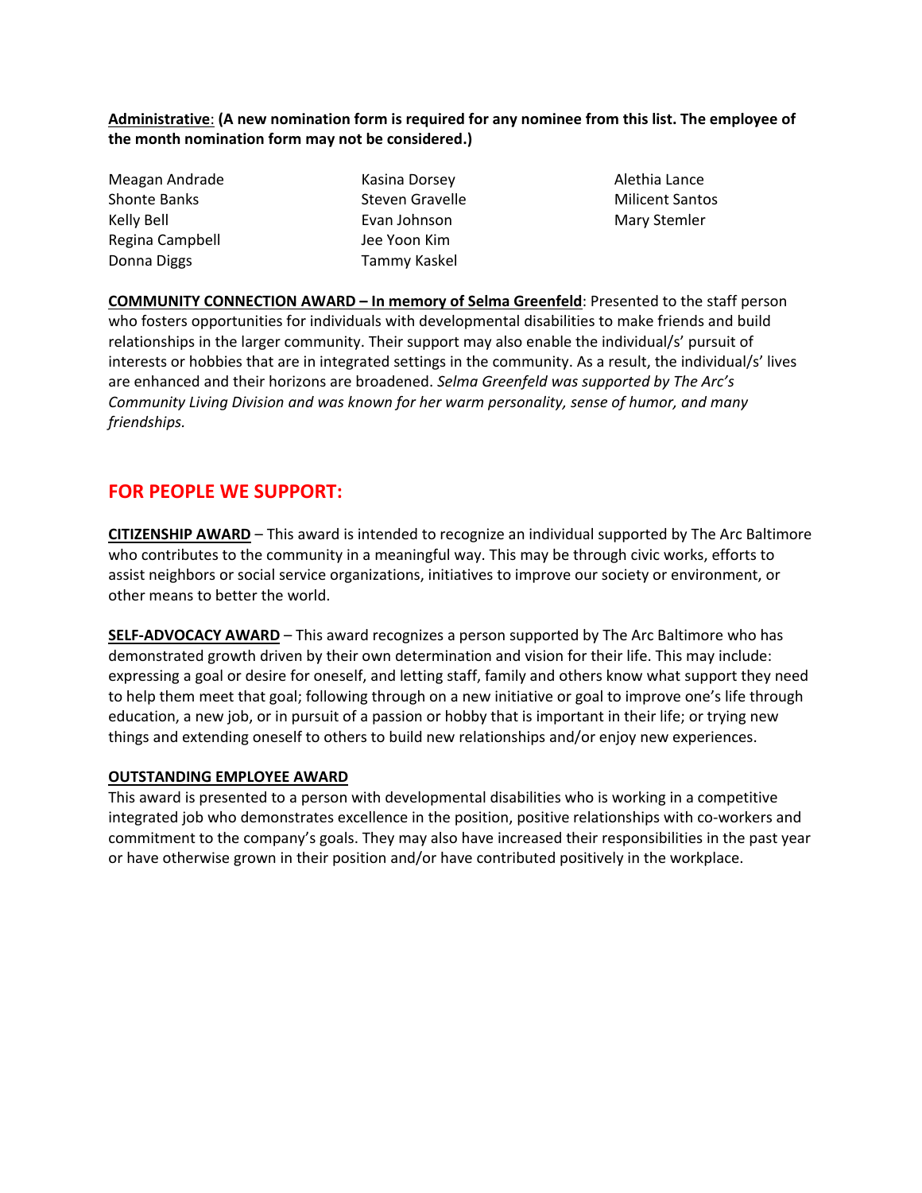**Administrative**: **(A new nomination form is required for any nominee from this list. The employee of the month nomination form may not be considered.)**

Meagan Andrade
Shonte Banks
Kelly Bell
Regina Campbell
Donna Diggs
Kasina Dorsey
Steven Gravelle
Evan Johnson
Jee Yoon Kim
Tammy Kaskel
Alethia Lance
Milicent Santos
Mary Stemler

**COMMUNITY CONNECTION AWARD – In memory of Selma Greenfeld**: Presented to the staff person who fosters opportunities for individuals with developmental disabilities to make friends and build relationships in the larger community. Their support may also enable the individual/s' pursuit of interests or hobbies that are in integrated settings in the community. As a result, the individual/s' lives are enhanced and their horizons are broadened. *Selma Greenfeld was supported by The Arc's Community Living Division and was known for her warm personality, sense of humor, and many friendships.*

## FOR PEOPLE WE SUPPORT:

**CITIZENSHIP AWARD** – This award is intended to recognize an individual supported by The Arc Baltimore who contributes to the community in a meaningful way. This may be through civic works, efforts to assist neighbors or social service organizations, initiatives to improve our society or environment, or other means to better the world.

**SELF-ADVOCACY AWARD** – This award recognizes a person supported by The Arc Baltimore who has demonstrated growth driven by their own determination and vision for their life. This may include: expressing a goal or desire for oneself, and letting staff, family and others know what support they need to help them meet that goal; following through on a new initiative or goal to improve one's life through education, a new job, or in pursuit of a passion or hobby that is important in their life; or trying new things and extending oneself to others to build new relationships and/or enjoy new experiences.

**OUTSTANDING EMPLOYEE AWARD**

This award is presented to a person with developmental disabilities who is working in a competitive integrated job who demonstrates excellence in the position, positive relationships with co-workers and commitment to the company's goals. They may also have increased their responsibilities in the past year or have otherwise grown in their position and/or have contributed positively in the workplace.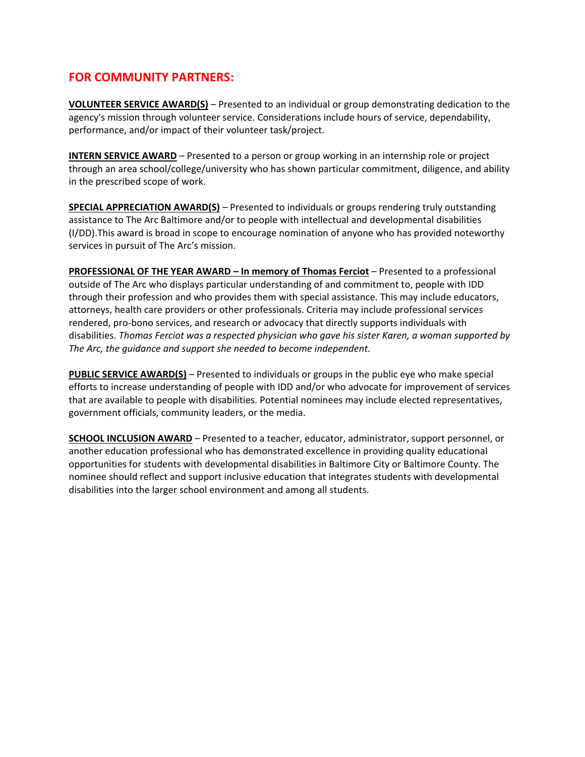## FOR COMMUNITY PARTNERS:

**VOLUNTEER SERVICE AWARD(S)** – Presented to an individual or group demonstrating dedication to the agency's mission through volunteer service. Considerations include hours of service, dependability, performance, and/or impact of their volunteer task/project.

**INTERN SERVICE AWARD** – Presented to a person or group working in an internship role or project through an area school/college/university who has shown particular commitment, diligence, and ability in the prescribed scope of work.

**SPECIAL APPRECIATION AWARD(S)** – Presented to individuals or groups rendering truly outstanding assistance to The Arc Baltimore and/or to people with intellectual and developmental disabilities (I/DD).This award is broad in scope to encourage nomination of anyone who has provided noteworthy services in pursuit of The Arc's mission.

**PROFESSIONAL OF THE YEAR AWARD – In memory of Thomas Ferciot** – Presented to a professional outside of The Arc who displays particular understanding of and commitment to, people with IDD through their profession and who provides them with special assistance. This may include educators, attorneys, health care providers or other professionals. Criteria may include professional services rendered, pro-bono services, and research or advocacy that directly supports individuals with disabilities. *Thomas Ferciot was a respected physician who gave his sister Karen, a woman supported by The Arc, the guidance and support she needed to become independent.*

**PUBLIC SERVICE AWARD(S)** – Presented to individuals or groups in the public eye who make special efforts to increase understanding of people with IDD and/or who advocate for improvement of services that are available to people with disabilities. Potential nominees may include elected representatives, government officials, community leaders, or the media.

**SCHOOL INCLUSION AWARD** – Presented to a teacher, educator, administrator, support personnel, or another education professional who has demonstrated excellence in providing quality educational opportunities for students with developmental disabilities in Baltimore City or Baltimore County. The nominee should reflect and support inclusive education that integrates students with developmental disabilities into the larger school environment and among all students.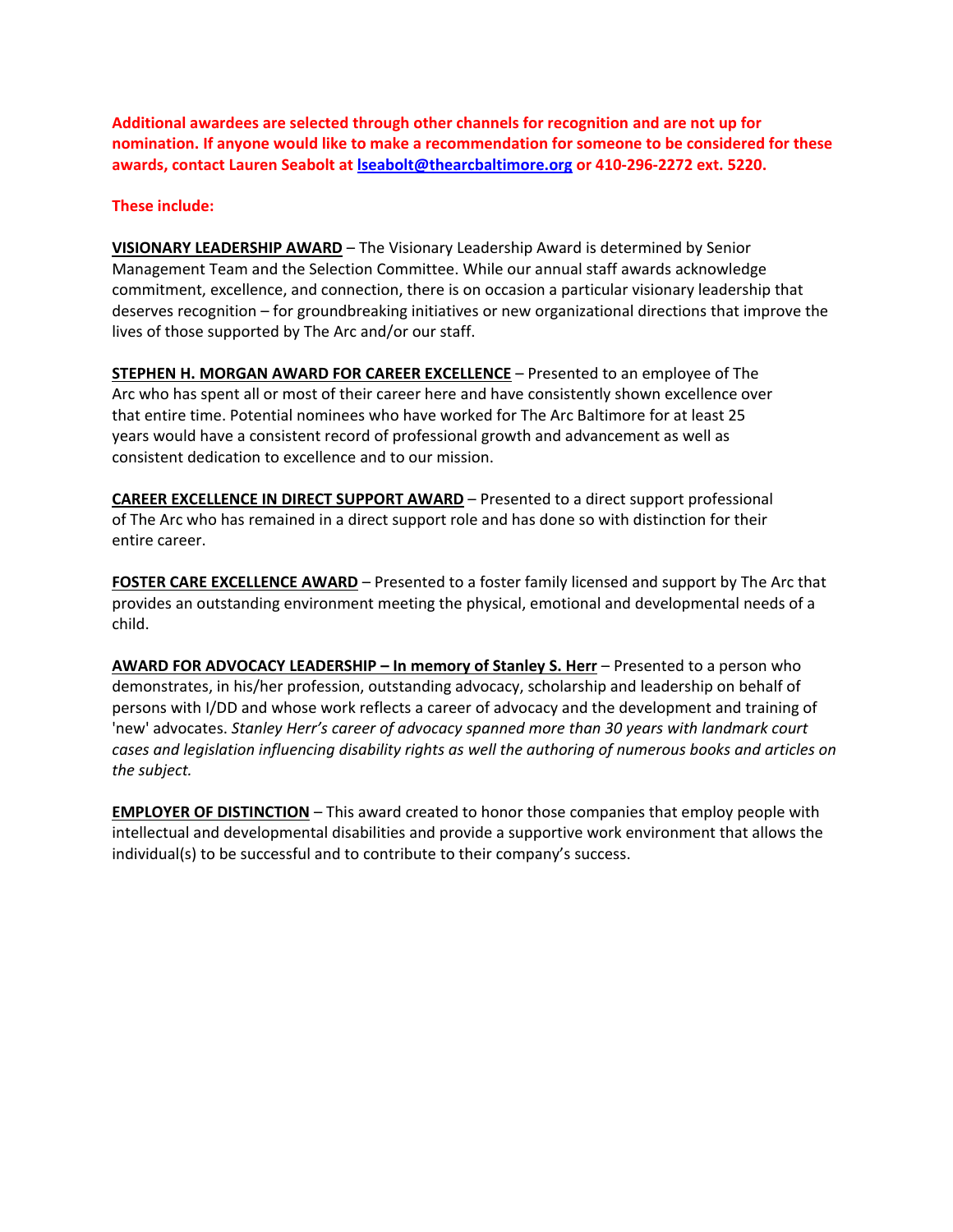**Additional awardees are selected through other channels for recognition and are not up for nomination. If anyone would like to make a recommendation for someone to be considered for these awards, contact Lauren Seabolt at [lseabolt@thearcbaltimore.org](mailto:lseabolt@thearcbaltimore.org) or 410-296-2272 ext. 5220.**

**These include:**

**VISIONARY LEADERSHIP AWARD** – The Visionary Leadership Award is determined by Senior Management Team and the Selection Committee. While our annual staff awards acknowledge commitment, excellence, and connection, there is on occasion a particular visionary leadership that deserves recognition – for groundbreaking initiatives or new organizational directions that improve the lives of those supported by The Arc and/or our staff.

**STEPHEN H. MORGAN AWARD FOR CAREER EXCELLENCE** – Presented to an employee of The Arc who has spent all or most of their career here and have consistently shown excellence over that entire time. Potential nominees who have worked for The Arc Baltimore for at least 25 years would have a consistent record of professional growth and advancement as well as consistent dedication to excellence and to our mission.

**CAREER EXCELLENCE IN DIRECT SUPPORT AWARD** – Presented to a direct support professional of The Arc who has remained in a direct support role and has done so with distinction for their entire career.

**FOSTER CARE EXCELLENCE AWARD** – Presented to a foster family licensed and support by The Arc that provides an outstanding environment meeting the physical, emotional and developmental needs of a child.

**AWARD FOR ADVOCACY LEADERSHIP – In memory of Stanley S. Herr** – Presented to a person who demonstrates, in his/her profession, outstanding advocacy, scholarship and leadership on behalf of persons with I/DD and whose work reflects a career of advocacy and the development and training of 'new' advocates. *Stanley Herr's career of advocacy spanned more than 30 years with landmark court cases and legislation influencing disability rights as well the authoring of numerous books and articles on the subject.*

**EMPLOYER OF DISTINCTION** – This award created to honor those companies that employ people with intellectual and developmental disabilities and provide a supportive work environment that allows the individual(s) to be successful and to contribute to their company's success.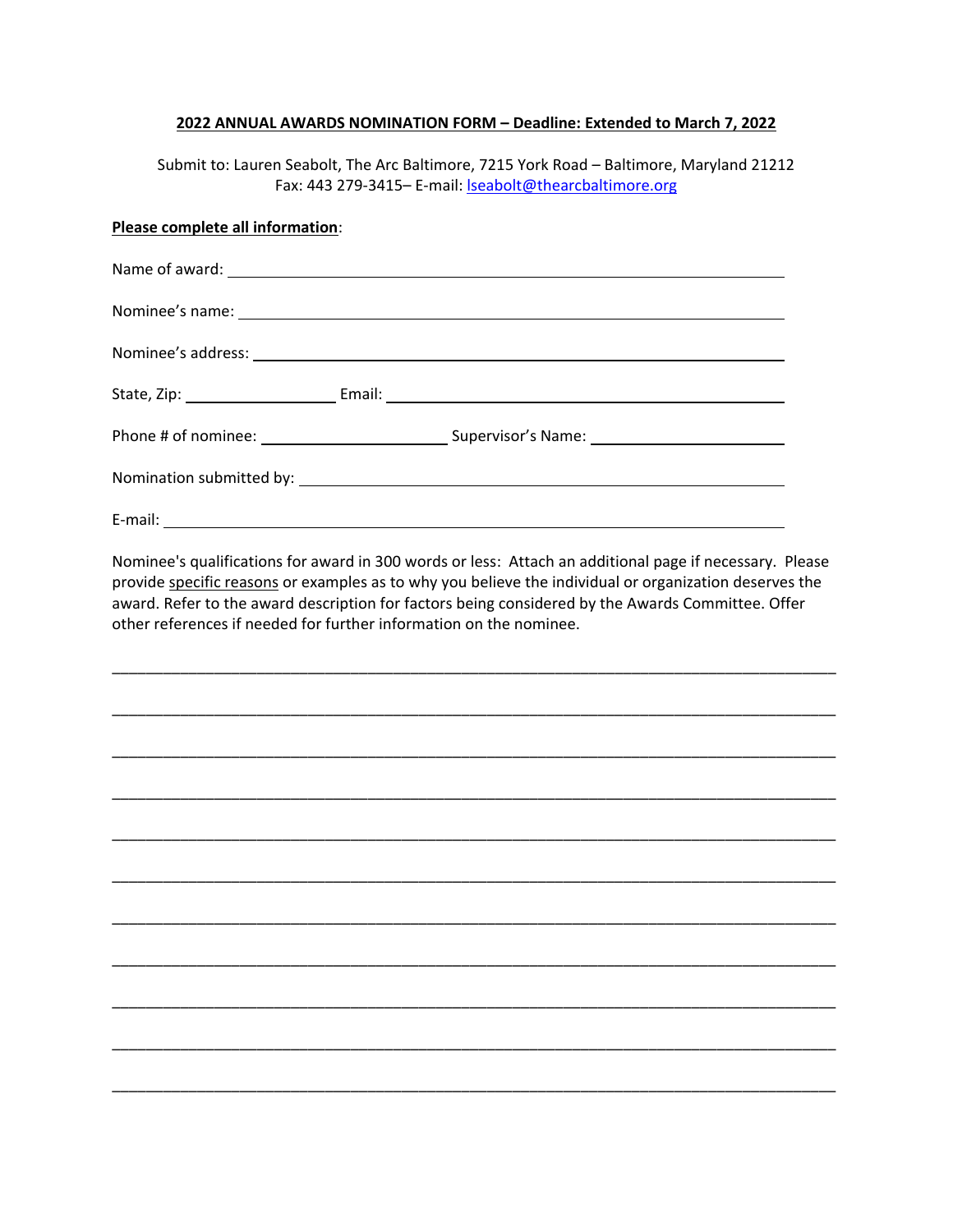**2022 ANNUAL AWARDS NOMINATION FORM – Deadline: Extended to March 7, 2022**

Submit to: Lauren Seabolt, The Arc Baltimore, 7215 York Road – Baltimore, Maryland 21212
Fax: 443 279-3415– E-mail: lseabolt@thearcbaltimore.org

**Please complete all information**:

Name of award: ______________________________________________

Nominee's name: ______________________________________________

Nominee's address: ______________________________________________

State, Zip: ______________ Email: ______________________________

Phone # of nominee: ________________ Supervisor's Name: ________________

Nomination submitted by: ______________________________________________

E-mail: ______________________________________________

Nominee's qualifications for award in 300 words or less: Attach an additional page if necessary. Please provide specific reasons or examples as to why you believe the individual or organization deserves the award. Refer to the award description for factors being considered by the Awards Committee. Offer other references if needed for further information on the nominee.

_______________________________________________________________________________

_______________________________________________________________________________

_______________________________________________________________________________

_______________________________________________________________________________

_______________________________________________________________________________

_______________________________________________________________________________

_______________________________________________________________________________

_______________________________________________________________________________

_______________________________________________________________________________

_______________________________________________________________________________

_______________________________________________________________________________